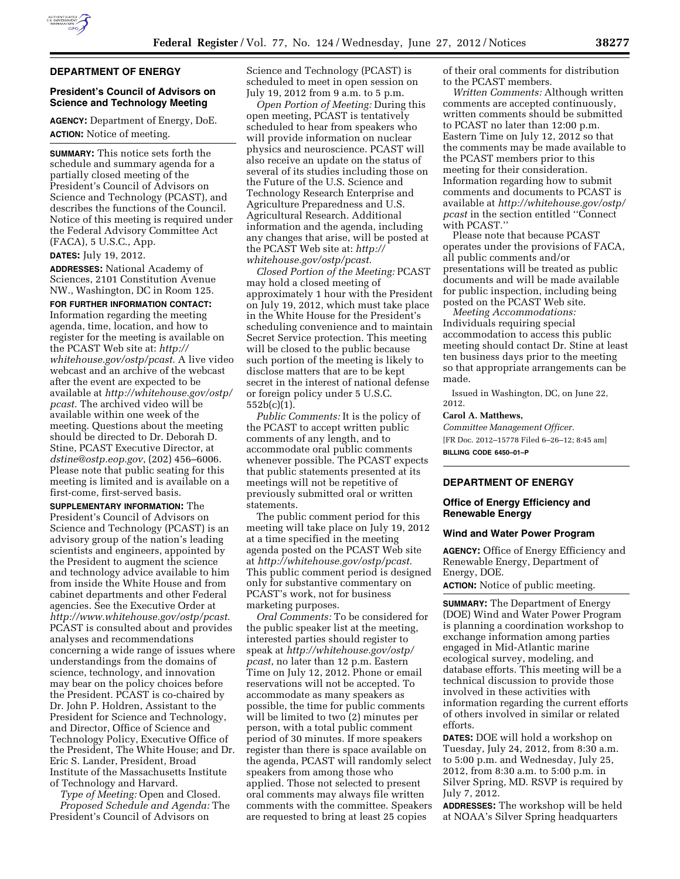## DEPARTMENT OF ENERGY

### President's Council of Advisors on Science and Technology Meeting

**AGENCY:** Department of Energy, DoE.

**ACTION:** Notice of meeting.

**SUMMARY:** This notice sets forth the schedule and summary agenda for a partially closed meeting of the President's Council of Advisors on Science and Technology (PCAST), and describes the functions of the Council. Notice of this meeting is required under the Federal Advisory Committee Act (FACA), 5 U.S.C., App.

**DATES:** July 19, 2012.

**ADDRESSES:** National Academy of Sciences, 2101 Constitution Avenue NW., Washington, DC in Room 125.

**FOR FURTHER INFORMATION CONTACT:** Information regarding the meeting agenda, time, location, and how to register for the meeting is available on the PCAST Web site at: *http://whitehouse.gov/ostp/pcast.* A live video webcast and an archive of the webcast after the event are expected to be available at *http://whitehouse.gov/ostp/pcast.* The archived video will be available within one week of the meeting. Questions about the meeting should be directed to Dr. Deborah D. Stine, PCAST Executive Director, at *dstine@ostp.eop.gov*, (202) 456–6006. Please note that public seating for this meeting is limited and is available on a first-come, first-served basis.

**SUPPLEMENTARY INFORMATION:** The President's Council of Advisors on Science and Technology (PCAST) is an advisory group of the nation's leading scientists and engineers, appointed by the President to augment the science and technology advice available to him from inside the White House and from cabinet departments and other Federal agencies. See the Executive Order at *http://www.whitehouse.gov/ostp/pcast.* PCAST is consulted about and provides analyses and recommendations concerning a wide range of issues where understandings from the domains of science, technology, and innovation may bear on the policy choices before the President. PCAST is co-chaired by Dr. John P. Holdren, Assistant to the President for Science and Technology, and Director, Office of Science and Technology Policy, Executive Office of the President, The White House; and Dr. Eric S. Lander, President, Broad Institute of the Massachusetts Institute of Technology and Harvard.

*Type of Meeting:* Open and Closed.

*Proposed Schedule and Agenda:* The President's Council of Advisors on Science and Technology (PCAST) is scheduled to meet in open session on July 19, 2012 from 9 a.m. to 5 p.m.

*Open Portion of Meeting:* During this open meeting, PCAST is tentatively scheduled to hear from speakers who will provide information on nuclear physics and neuroscience. PCAST will also receive an update on the status of several of its studies including those on the Future of the U.S. Science and Technology Research Enterprise and Agriculture Preparedness and U.S. Agricultural Research. Additional information and the agenda, including any changes that arise, will be posted at the PCAST Web site at: *http://whitehouse.gov/ostp/pcast.*

*Closed Portion of the Meeting:* PCAST may hold a closed meeting of approximately 1 hour with the President on July 19, 2012, which must take place in the White House for the President's scheduling convenience and to maintain Secret Service protection. This meeting will be closed to the public because such portion of the meeting is likely to disclose matters that are to be kept secret in the interest of national defense or foreign policy under 5 U.S.C. 552b(c)(1).

*Public Comments:* It is the policy of the PCAST to accept written public comments of any length, and to accommodate oral public comments whenever possible. The PCAST expects that public statements presented at its meetings will not be repetitive of previously submitted oral or written statements.

The public comment period for this meeting will take place on July 19, 2012 at a time specified in the meeting agenda posted on the PCAST Web site at *http://whitehouse.gov/ostp/pcast.* This public comment period is designed only for substantive commentary on PCAST's work, not for business marketing purposes.

*Oral Comments:* To be considered for the public speaker list at the meeting, interested parties should register to speak at *http://whitehouse.gov/ostp/pcast*, no later than 12 p.m. Eastern Time on July 12, 2012. Phone or email reservations will not be accepted. To accommodate as many speakers as possible, the time for public comments will be limited to two (2) minutes per person, with a total public comment period of 30 minutes. If more speakers register than there is space available on the agenda, PCAST will randomly select speakers from among those who applied. Those not selected to present oral comments may always file written comments with the committee. Speakers are requested to bring at least 25 copies of their oral comments for distribution to the PCAST members.

*Written Comments:* Although written comments are accepted continuously, written comments should be submitted to PCAST no later than 12:00 p.m. Eastern Time on July 12, 2012 so that the comments may be made available to the PCAST members prior to this meeting for their consideration. Information regarding how to submit comments and documents to PCAST is available at *http://whitehouse.gov/ostp/pcast* in the section entitled "Connect with PCAST."

Please note that because PCAST operates under the provisions of FACA, all public comments and/or presentations will be treated as public documents and will be made available for public inspection, including being posted on the PCAST Web site.

*Meeting Accommodations:* Individuals requiring special accommodation to access this public meeting should contact Dr. Stine at least ten business days prior to the meeting so that appropriate arrangements can be made.

Issued in Washington, DC, on June 22, 2012.

**Carol A. Matthews,**

*Committee Management Officer.*

[FR Doc. 2012–15778 Filed 6–26–12; 8:45 am]

**BILLING CODE 6450–01–P**

---

## DEPARTMENT OF ENERGY

### Office of Energy Efficiency and Renewable Energy

### Wind and Water Power Program

**AGENCY:** Office of Energy Efficiency and Renewable Energy, Department of Energy, DOE.

**ACTION:** Notice of public meeting.

**SUMMARY:** The Department of Energy (DOE) Wind and Water Power Program is planning a coordination workshop to exchange information among parties engaged in Mid-Atlantic marine ecological survey, modeling, and database efforts. This meeting will be a technical discussion to provide those involved in these activities with information regarding the current efforts of others involved in similar or related efforts.

**DATES:** DOE will hold a workshop on Tuesday, July 24, 2012, from 8:30 a.m. to 5:00 p.m. and Wednesday, July 25, 2012, from 8:30 a.m. to 5:00 p.m. in Silver Spring, MD. RSVP is required by July 7, 2012.

**ADDRESSES:** The workshop will be held at NOAA's Silver Spring headquarters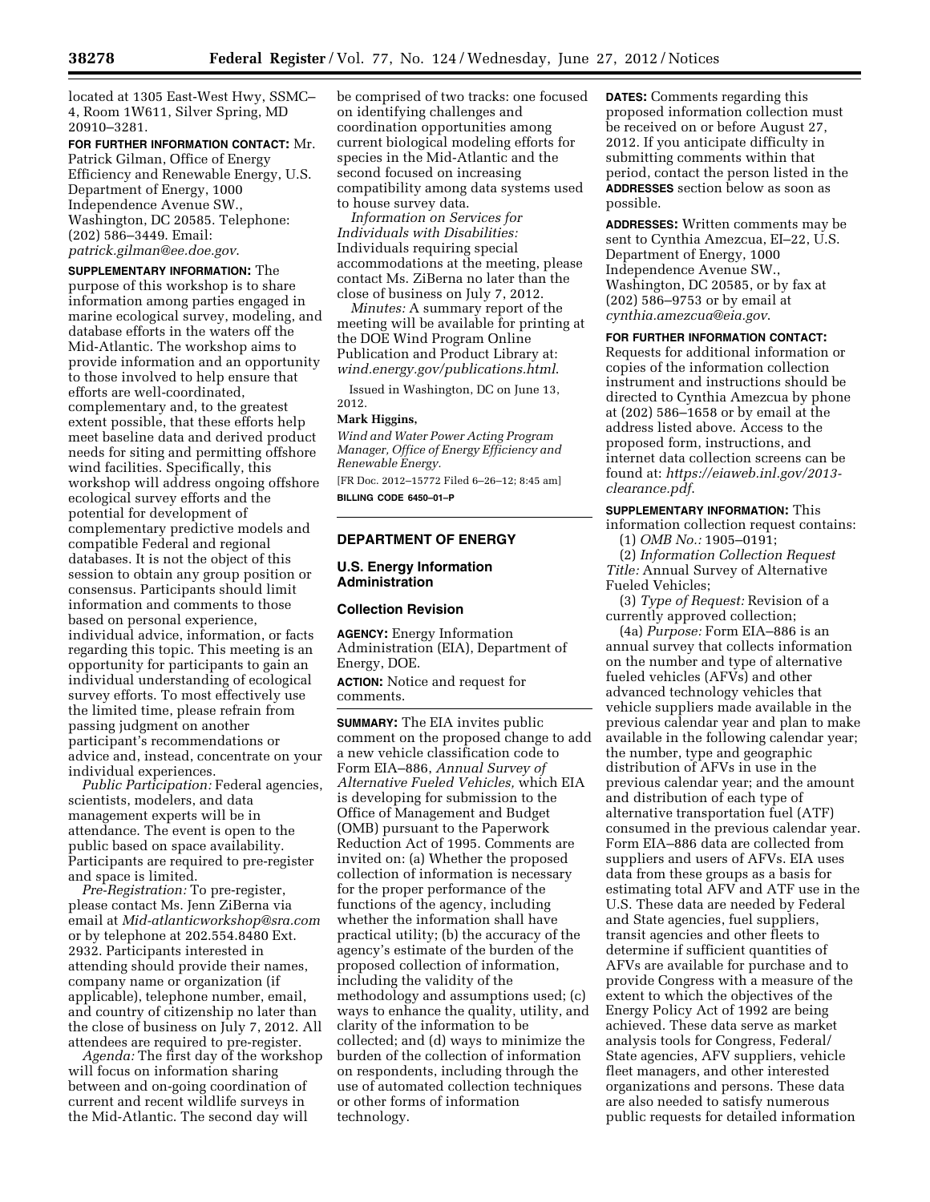located at 1305 East-West Hwy, SSMC–4, Room 1W611, Silver Spring, MD 20910–3281.

**FOR FURTHER INFORMATION CONTACT:** Mr. Patrick Gilman, Office of Energy Efficiency and Renewable Energy, U.S. Department of Energy, 1000 Independence Avenue SW., Washington, DC 20585. Telephone: (202) 586–3449. Email: *patrick.gilman@ee.doe.gov*.

**SUPPLEMENTARY INFORMATION:** The purpose of this workshop is to share information among parties engaged in marine ecological survey, modeling, and database efforts in the waters off the Mid-Atlantic. The workshop aims to provide information and an opportunity to those involved to help ensure that efforts are well-coordinated, complementary and, to the greatest extent possible, that these efforts help meet baseline data and derived product needs for siting and permitting offshore wind facilities. Specifically, this workshop will address ongoing offshore ecological survey efforts and the potential for development of complementary predictive models and compatible Federal and regional databases. It is not the object of this session to obtain any group position or consensus. Participants should limit information and comments to those based on personal experience, individual advice, information, or facts regarding this topic. This meeting is an opportunity for participants to gain an individual understanding of ecological survey efforts. To most effectively use the limited time, please refrain from passing judgment on another participant's recommendations or advice and, instead, concentrate on your individual experiences.

*Public Participation:* Federal agencies, scientists, modelers, and data management experts will be in attendance. The event is open to the public based on space availability. Participants are required to pre-register and space is limited.

*Pre-Registration:* To pre-register, please contact Ms. Jenn ZiBerna via email at *Mid-atlanticworkshop@sra.com* or by telephone at 202.554.8480 Ext. 2932. Participants interested in attending should provide their names, company name or organization (if applicable), telephone number, email, and country of citizenship no later than the close of business on July 7, 2012. All attendees are required to pre-register.

*Agenda:* The first day of the workshop will focus on information sharing between and on-going coordination of current and recent wildlife surveys in the Mid-Atlantic. The second day will be comprised of two tracks: one focused on identifying challenges and coordination opportunities among current biological modeling efforts for species in the Mid-Atlantic and the second focused on increasing compatibility among data systems used to house survey data.

*Information on Services for Individuals with Disabilities:* Individuals requiring special accommodations at the meeting, please contact Ms. ZiBerna no later than the close of business on July 7, 2012.

*Minutes:* A summary report of the meeting will be available for printing at the DOE Wind Program Online Publication and Product Library at: *wind.energy.gov/publications.html*.

Issued in Washington, DC on June 13, 2012.

**Mark Higgins,**

*Wind and Water Power Acting Program Manager, Office of Energy Efficiency and Renewable Energy.*

[FR Doc. 2012–15772 Filed 6–26–12; 8:45 am]

**BILLING CODE 6450–01–P**

## DEPARTMENT OF ENERGY

### U.S. Energy Information Administration

### Collection Revision

**AGENCY:** Energy Information Administration (EIA), Department of Energy, DOE.

**ACTION:** Notice and request for comments.

**SUMMARY:** The EIA invites public comment on the proposed change to add a new vehicle classification code to Form EIA–886, *Annual Survey of Alternative Fueled Vehicles,* which EIA is developing for submission to the Office of Management and Budget (OMB) pursuant to the Paperwork Reduction Act of 1995. Comments are invited on: (a) Whether the proposed collection of information is necessary for the proper performance of the functions of the agency, including whether the information shall have practical utility; (b) the accuracy of the agency's estimate of the burden of the proposed collection of information, including the validity of the methodology and assumptions used; (c) ways to enhance the quality, utility, and clarity of the information to be collected; and (d) ways to minimize the burden of the collection of information on respondents, including through the use of automated collection techniques or other forms of information technology.

**DATES:** Comments regarding this proposed information collection must be received on or before August 27, 2012. If you anticipate difficulty in submitting comments within that period, contact the person listed in the **ADDRESSES** section below as soon as possible.

**ADDRESSES:** Written comments may be sent to Cynthia Amezcua, EI–22, U.S. Department of Energy, 1000 Independence Avenue SW., Washington, DC 20585, or by fax at (202) 586–9753 or by email at *cynthia.amezcua@eia.gov*.

**FOR FURTHER INFORMATION CONTACT:** Requests for additional information or copies of the information collection instrument and instructions should be directed to Cynthia Amezcua by phone at (202) 586–1658 or by email at the address listed above. Access to the proposed form, instructions, and internet data collection screens can be found at: *https://eiaweb.inl.gov/2013-clearance.pdf*.

**SUPPLEMENTARY INFORMATION:** This information collection request contains:

(1) *OMB No.:* 1905–0191;

(2) *Information Collection Request Title:* Annual Survey of Alternative Fueled Vehicles;

(3) *Type of Request:* Revision of a currently approved collection;

(4a) *Purpose:* Form EIA–886 is an annual survey that collects information on the number and type of alternative fueled vehicles (AFVs) and other advanced technology vehicles that vehicle suppliers made available in the previous calendar year and plan to make available in the following calendar year; the number, type and geographic distribution of AFVs in use in the previous calendar year; and the amount and distribution of each type of alternative transportation fuel (ATF) consumed in the previous calendar year. Form EIA–886 data are collected from suppliers and users of AFVs. EIA uses data from these groups as a basis for estimating total AFV and ATF use in the U.S. These data are needed by Federal and State agencies, fuel suppliers, transit agencies and other fleets to determine if sufficient quantities of AFVs are available for purchase and to provide Congress with a measure of the extent to which the objectives of the Energy Policy Act of 1992 are being achieved. These data serve as market analysis tools for Congress, Federal/State agencies, AFV suppliers, vehicle fleet managers, and other interested organizations and persons. These data are also needed to satisfy numerous public requests for detailed information